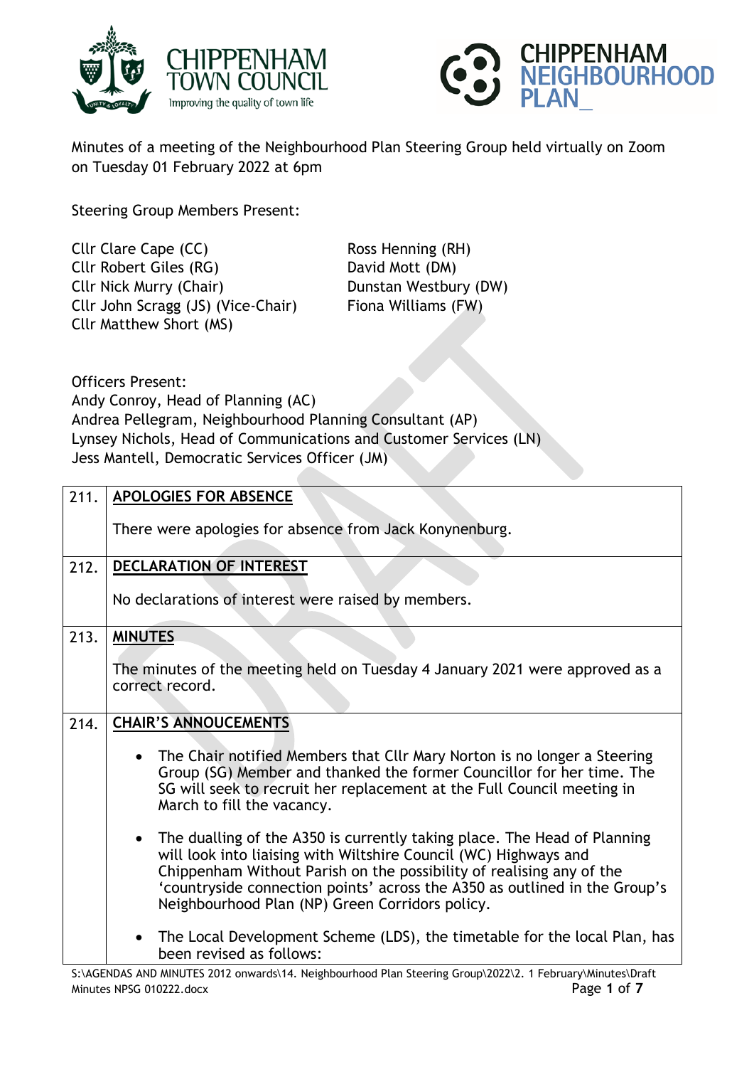Minutes of a meeting of the Neighbourhood Plan Steering Group held virtually on Zoom on Tuesday 01 February 2022 at 6pm

Steering Group Members Present:

Cllr Clare Cape (CC)
Cllr Robert Giles (RG)
Cllr Nick Murry (Chair)
Cllr John Scragg (JS) (Vice-Chair)
Cllr Matthew Short (MS)
Ross Henning (RH)
David Mott (DM)
Dunstan Westbury (DW)
Fiona Williams (FW)

Officers Present:
Andy Conroy, Head of Planning (AC)
Andrea Pellegram, Neighbourhood Planning Consultant (AP)
Lynsey Nichols, Head of Communications and Customer Services (LN)
Jess Mantell, Democratic Services Officer (JM)

| | |
|---|---|
| 211. | **APOLOGIES FOR ABSENCE**<br><br>There were apologies for absence from Jack Konynenburg. |
| 212. | **DECLARATION OF INTEREST**<br><br>No declarations of interest were raised by members. |
| 213. | **MINUTES**<br><br>The minutes of the meeting held on Tuesday 4 January 2021 were approved as a correct record. |
| 214. | **CHAIR'S ANNOUCEMENTS**<br><br>• The Chair notified Members that Cllr Mary Norton is no longer a Steering Group (SG) Member and thanked the former Councillor for her time. The SG will seek to recruit her replacement at the Full Council meeting in March to fill the vacancy.<br><br>• The dualling of the A350 is currently taking place. The Head of Planning will look into liaising with Wiltshire Council (WC) Highways and Chippenham Without Parish on the possibility of realising any of the 'countryside connection points' across the A350 as outlined in the Group's Neighbourhood Plan (NP) Green Corridors policy.<br><br>• The Local Development Scheme (LDS), the timetable for the local Plan, has been revised as follows: |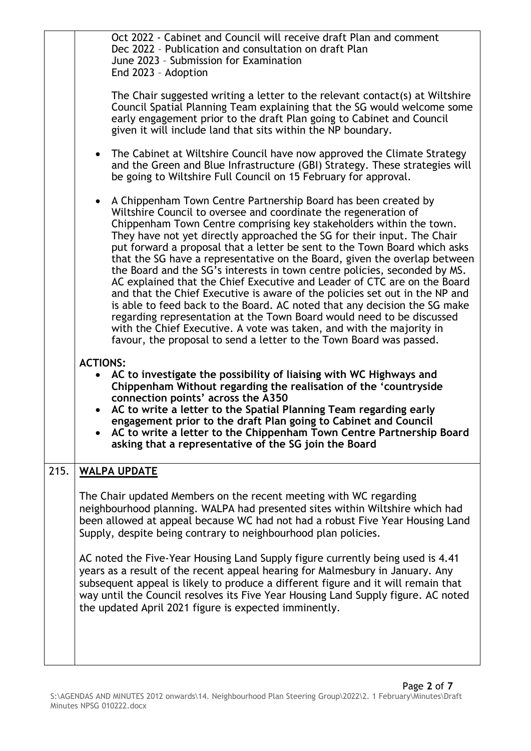|  |  |
|---|---|
|  | Oct 2022 - Cabinet and Council will receive draft Plan and comment<br>Dec 2022 – Publication and consultation on draft Plan<br>June 2023 – Submission for Examination<br>End 2023 – Adoption<br><br>The Chair suggested writing a letter to the relevant contact(s) at Wiltshire Council Spatial Planning Team explaining that the SG would welcome some early engagement prior to the draft Plan going to Cabinet and Council given it will include land that sits within the NP boundary.<br><br>• The Cabinet at Wiltshire Council have now approved the Climate Strategy and the Green and Blue Infrastructure (GBI) Strategy. These strategies will be going to Wiltshire Full Council on 15 February for approval.<br><br>• A Chippenham Town Centre Partnership Board has been created by Wiltshire Council to oversee and coordinate the regeneration of Chippenham Town Centre comprising key stakeholders within the town. They have not yet directly approached the SG for their input. The Chair put forward a proposal that a letter be sent to the Town Board which asks that the SG have a representative on the Board, given the overlap between the Board and the SG's interests in town centre policies, seconded by MS. AC explained that the Chief Executive and Leader of CTC are on the Board and that the Chief Executive is aware of the policies set out in the NP and is able to feed back to the Board. AC noted that any decision the SG make regarding representation at the Town Board would need to be discussed with the Chief Executive. A vote was taken, and with the majority in favour, the proposal to send a letter to the Town Board was passed.<br><br>**ACTIONS:**<br>• **AC to investigate the possibility of liaising with WC Highways and Chippenham Without regarding the realisation of the 'countryside connection points' across the A350**<br>• **AC to write a letter to the Spatial Planning Team regarding early engagement prior to the draft Plan going to Cabinet and Council**<br>• **AC to write a letter to the Chippenham Town Centre Partnership Board asking that a representative of the SG join the Board** |
| 215. | **WALPA UPDATE**<br><br>The Chair updated Members on the recent meeting with WC regarding neighbourhood planning. WALPA had presented sites within Wiltshire which had been allowed at appeal because WC had not had a robust Five Year Housing Land Supply, despite being contrary to neighbourhood plan policies.<br><br>AC noted the Five-Year Housing Land Supply figure currently being used is 4.41 years as a result of the recent appeal hearing for Malmesbury in January. Any subsequent appeal is likely to produce a different figure and it will remain that way until the Council resolves its Five Year Housing Land Supply figure. AC noted the updated April 2021 figure is expected imminently. |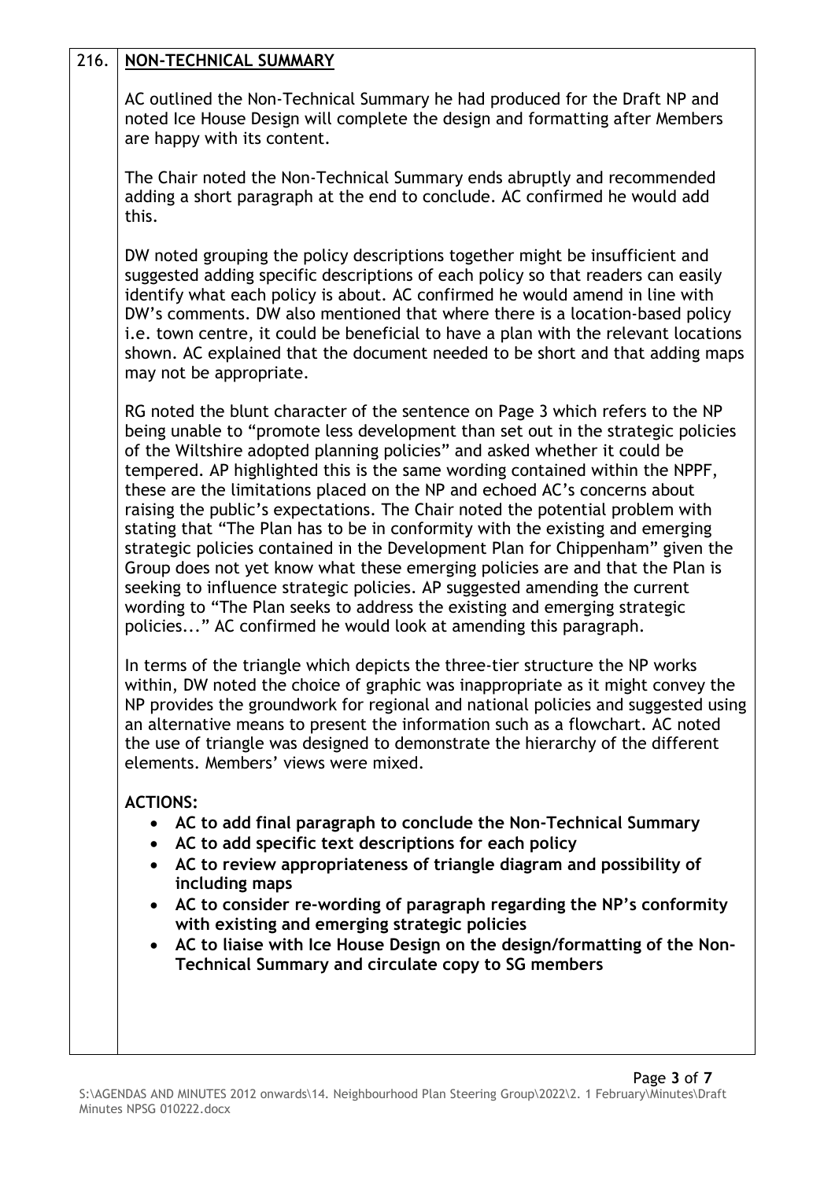## 216. NON-TECHNICAL SUMMARY

AC outlined the Non-Technical Summary he had produced for the Draft NP and noted Ice House Design will complete the design and formatting after Members are happy with its content.

The Chair noted the Non-Technical Summary ends abruptly and recommended adding a short paragraph at the end to conclude. AC confirmed he would add this.

DW noted grouping the policy descriptions together might be insufficient and suggested adding specific descriptions of each policy so that readers can easily identify what each policy is about. AC confirmed he would amend in line with DW's comments. DW also mentioned that where there is a location-based policy i.e. town centre, it could be beneficial to have a plan with the relevant locations shown. AC explained that the document needed to be short and that adding maps may not be appropriate.

RG noted the blunt character of the sentence on Page 3 which refers to the NP being unable to "promote less development than set out in the strategic policies of the Wiltshire adopted planning policies" and asked whether it could be tempered. AP highlighted this is the same wording contained within the NPPF, these are the limitations placed on the NP and echoed AC's concerns about raising the public's expectations. The Chair noted the potential problem with stating that "The Plan has to be in conformity with the existing and emerging strategic policies contained in the Development Plan for Chippenham" given the Group does not yet know what these emerging policies are and that the Plan is seeking to influence strategic policies. AP suggested amending the current wording to "The Plan seeks to address the existing and emerging strategic policies..." AC confirmed he would look at amending this paragraph.

In terms of the triangle which depicts the three-tier structure the NP works within, DW noted the choice of graphic was inappropriate as it might convey the NP provides the groundwork for regional and national policies and suggested using an alternative means to present the information such as a flowchart. AC noted the use of triangle was designed to demonstrate the hierarchy of the different elements. Members' views were mixed.

**ACTIONS:**

- **AC to add final paragraph to conclude the Non-Technical Summary**
- **AC to add specific text descriptions for each policy**
- **AC to review appropriateness of triangle diagram and possibility of including maps**
- **AC to consider re-wording of paragraph regarding the NP's conformity with existing and emerging strategic policies**
- **AC to liaise with Ice House Design on the design/formatting of the Non-Technical Summary and circulate copy to SG members**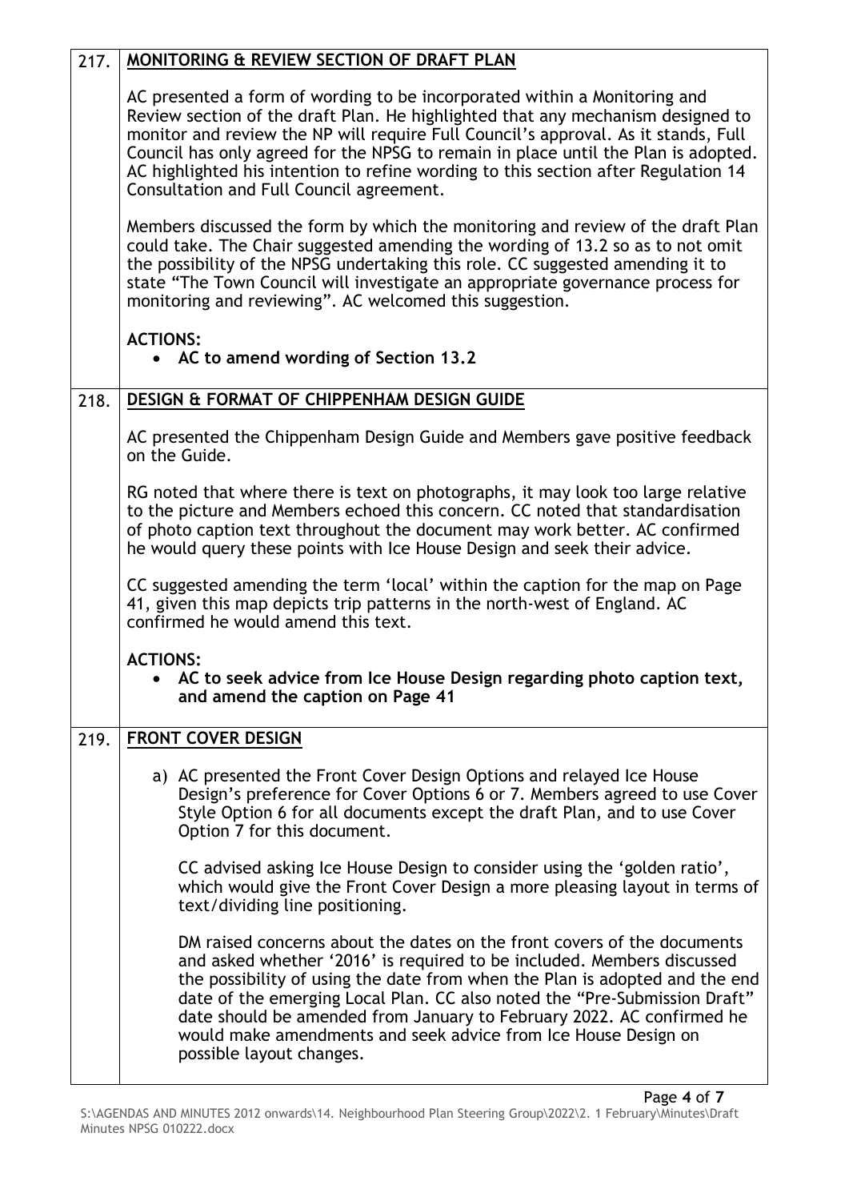| | |
|---|---|
| 217. | **MONITORING & REVIEW SECTION OF DRAFT PLAN**<br><br>AC presented a form of wording to be incorporated within a Monitoring and Review section of the draft Plan. He highlighted that any mechanism designed to monitor and review the NP will require Full Council's approval. As it stands, Full Council has only agreed for the NPSG to remain in place until the Plan is adopted. AC highlighted his intention to refine wording to this section after Regulation 14 Consultation and Full Council agreement.<br><br>Members discussed the form by which the monitoring and review of the draft Plan could take. The Chair suggested amending the wording of 13.2 so as to not omit the possibility of the NPSG undertaking this role. CC suggested amending it to state "The Town Council will investigate an appropriate governance process for monitoring and reviewing". AC welcomed this suggestion.<br><br>**ACTIONS:**<br>• **AC to amend wording of Section 13.2** |
| 218. | **DESIGN & FORMAT OF CHIPPENHAM DESIGN GUIDE**<br><br>AC presented the Chippenham Design Guide and Members gave positive feedback on the Guide.<br><br>RG noted that where there is text on photographs, it may look too large relative to the picture and Members echoed this concern. CC noted that standardisation of photo caption text throughout the document may work better. AC confirmed he would query these points with Ice House Design and seek their advice.<br><br>CC suggested amending the term 'local' within the caption for the map on Page 41, given this map depicts trip patterns in the north-west of England. AC confirmed he would amend this text.<br><br>**ACTIONS:**<br>• **AC to seek advice from Ice House Design regarding photo caption text, and amend the caption on Page 41** |
| 219. | **FRONT COVER DESIGN**<br><br>a) AC presented the Front Cover Design Options and relayed Ice House Design's preference for Cover Options 6 or 7. Members agreed to use Cover Style Option 6 for all documents except the draft Plan, and to use Cover Option 7 for this document.<br><br>CC advised asking Ice House Design to consider using the 'golden ratio', which would give the Front Cover Design a more pleasing layout in terms of text/dividing line positioning.<br><br>DM raised concerns about the dates on the front covers of the documents and asked whether '2016' is required to be included. Members discussed the possibility of using the date from when the Plan is adopted and the end date of the emerging Local Plan. CC also noted the "Pre-Submission Draft" date should be amended from January to February 2022. AC confirmed he would make amendments and seek advice from Ice House Design on possible layout changes. |

S:\AGENDAS AND MINUTES 2012 onwards\14. Neighbourhood Plan Steering Group\2022\2. 1 February\Minutes\Draft Minutes NPSG 010222.docx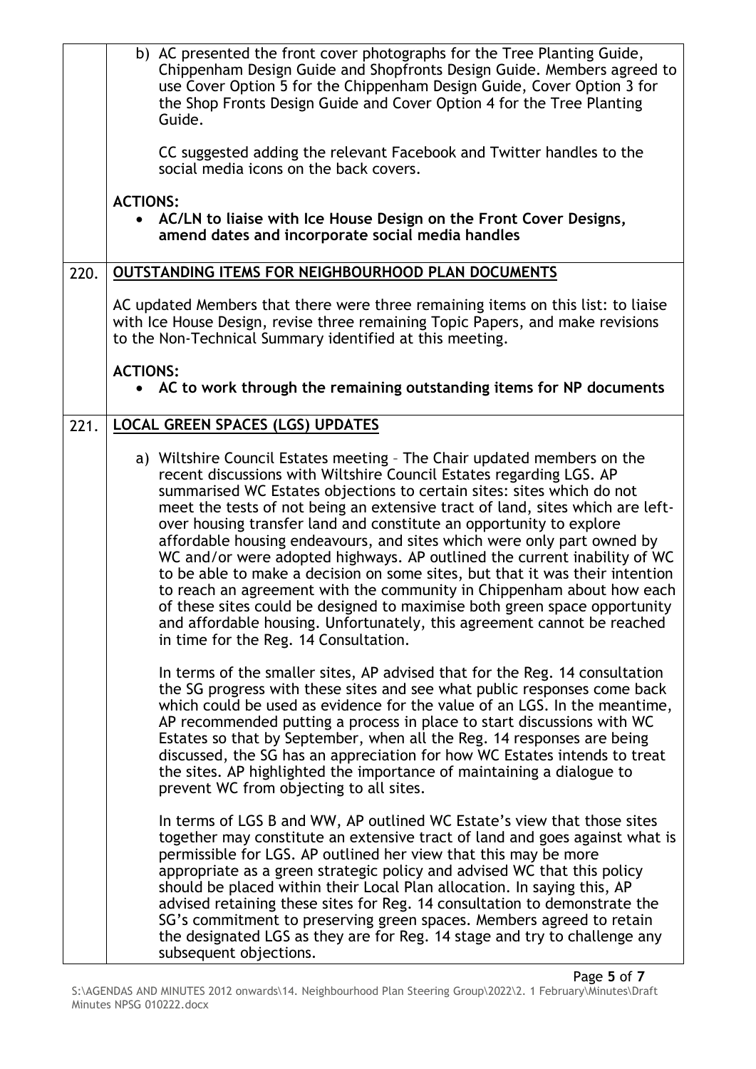| | |
|---|---|
| | b) AC presented the front cover photographs for the Tree Planting Guide, Chippenham Design Guide and Shopfronts Design Guide. Members agreed to use Cover Option 5 for the Chippenham Design Guide, Cover Option 3 for the Shop Fronts Design Guide and Cover Option 4 for the Tree Planting Guide.<br><br>CC suggested adding the relevant Facebook and Twitter handles to the social media icons on the back covers.<br><br>**ACTIONS:**<br>• **AC/LN to liaise with Ice House Design on the Front Cover Designs, amend dates and incorporate social media handles** |
| 220. | **OUTSTANDING ITEMS FOR NEIGHBOURHOOD PLAN DOCUMENTS**<br><br>AC updated Members that there were three remaining items on this list: to liaise with Ice House Design, revise three remaining Topic Papers, and make revisions to the Non-Technical Summary identified at this meeting.<br><br>**ACTIONS:**<br>• **AC to work through the remaining outstanding items for NP documents** |
| 221. | **LOCAL GREEN SPACES (LGS) UPDATES**<br><br>a) Wiltshire Council Estates meeting – The Chair updated members on the recent discussions with Wiltshire Council Estates regarding LGS. AP summarised WC Estates objections to certain sites: sites which do not meet the tests of not being an extensive tract of land, sites which are left-over housing transfer land and constitute an opportunity to explore affordable housing endeavours, and sites which were only part owned by WC and/or were adopted highways. AP outlined the current inability of WC to be able to make a decision on some sites, but that it was their intention to reach an agreement with the community in Chippenham about how each of these sites could be designed to maximise both green space opportunity and affordable housing. Unfortunately, this agreement cannot be reached in time for the Reg. 14 Consultation.<br><br>In terms of the smaller sites, AP advised that for the Reg. 14 consultation the SG progress with these sites and see what public responses come back which could be used as evidence for the value of an LGS. In the meantime, AP recommended putting a process in place to start discussions with WC Estates so that by September, when all the Reg. 14 responses are being discussed, the SG has an appreciation for how WC Estates intends to treat the sites. AP highlighted the importance of maintaining a dialogue to prevent WC from objecting to all sites.<br><br>In terms of LGS B and WW, AP outlined WC Estate's view that those sites together may constitute an extensive tract of land and goes against what is permissible for LGS. AP outlined her view that this may be more appropriate as a green strategic policy and advised WC that this policy should be placed within their Local Plan allocation. In saying this, AP advised retaining these sites for Reg. 14 consultation to demonstrate the SG's commitment to preserving green spaces. Members agreed to retain the designated LGS as they are for Reg. 14 stage and try to challenge any subsequent objections. |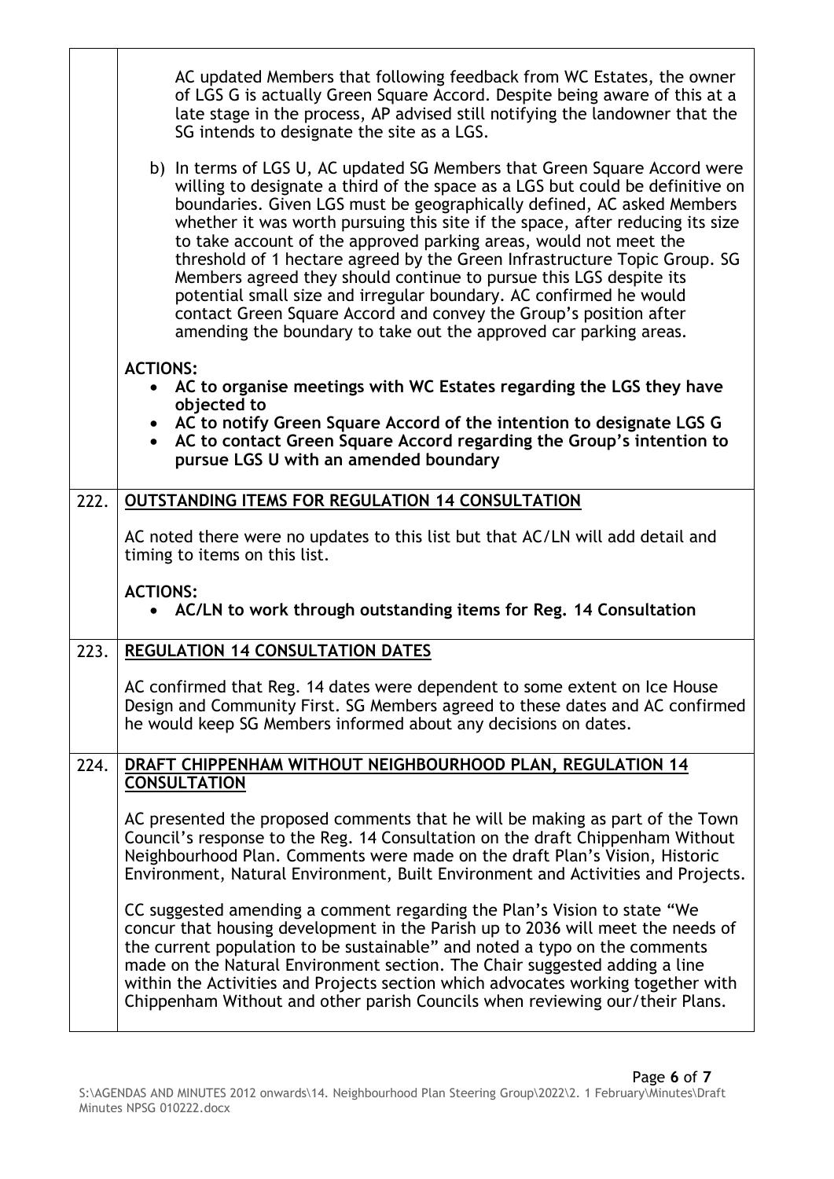|  |  |
|---|---|
|  | AC updated Members that following feedback from WC Estates, the owner of LGS G is actually Green Square Accord. Despite being aware of this at a late stage in the process, AP advised still notifying the landowner that the SG intends to designate the site as a LGS.<br><br>b) In terms of LGS U, AC updated SG Members that Green Square Accord were willing to designate a third of the space as a LGS but could be definitive on boundaries. Given LGS must be geographically defined, AC asked Members whether it was worth pursuing this site if the space, after reducing its size to take account of the approved parking areas, would not meet the threshold of 1 hectare agreed by the Green Infrastructure Topic Group. SG Members agreed they should continue to pursue this LGS despite its potential small size and irregular boundary. AC confirmed he would contact Green Square Accord and convey the Group's position after amending the boundary to take out the approved car parking areas.<br><br>**ACTIONS:**<br>• **AC to organise meetings with WC Estates regarding the LGS they have objected to**<br>• **AC to notify Green Square Accord of the intention to designate LGS G**<br>• **AC to contact Green Square Accord regarding the Group's intention to pursue LGS U with an amended boundary** |
| 222. | **OUTSTANDING ITEMS FOR REGULATION 14 CONSULTATION**<br><br>AC noted there were no updates to this list but that AC/LN will add detail and timing to items on this list.<br><br>**ACTIONS:**<br>• **AC/LN to work through outstanding items for Reg. 14 Consultation** |
| 223. | **REGULATION 14 CONSULTATION DATES**<br><br>AC confirmed that Reg. 14 dates were dependent to some extent on Ice House Design and Community First. SG Members agreed to these dates and AC confirmed he would keep SG Members informed about any decisions on dates. |
| 224. | **DRAFT CHIPPENHAM WITHOUT NEIGHBOURHOOD PLAN, REGULATION 14 CONSULTATION**<br><br>AC presented the proposed comments that he will be making as part of the Town Council's response to the Reg. 14 Consultation on the draft Chippenham Without Neighbourhood Plan. Comments were made on the draft Plan's Vision, Historic Environment, Natural Environment, Built Environment and Activities and Projects.<br><br>CC suggested amending a comment regarding the Plan's Vision to state "We concur that housing development in the Parish up to 2036 will meet the needs of the current population to be sustainable" and noted a typo on the comments made on the Natural Environment section. The Chair suggested adding a line within the Activities and Projects section which advocates working together with Chippenham Without and other parish Councils when reviewing our/their Plans. |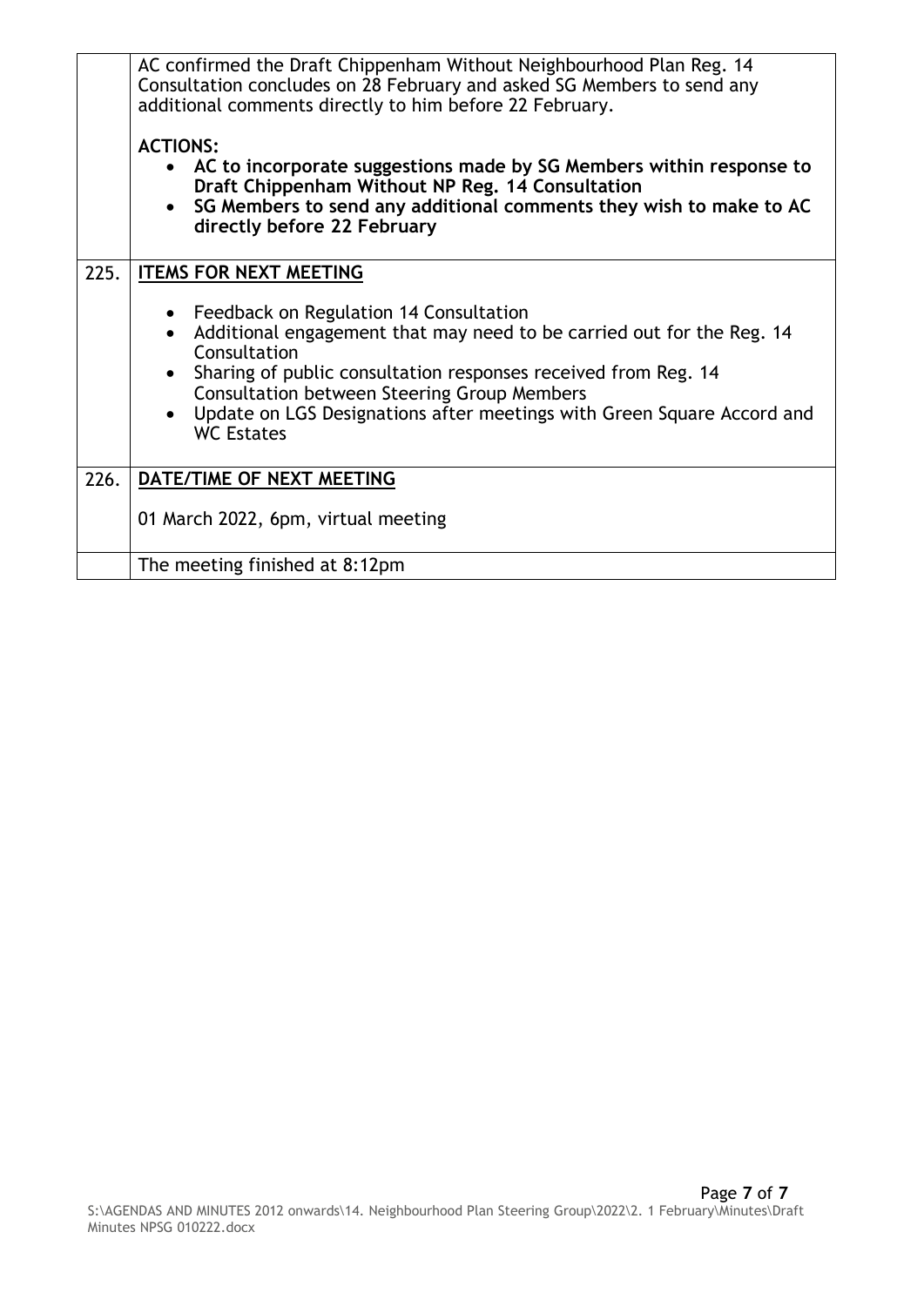| | |
|---|---|
| | AC confirmed the Draft Chippenham Without Neighbourhood Plan Reg. 14 Consultation concludes on 28 February and asked SG Members to send any additional comments directly to him before 22 February.<br><br>**ACTIONS:**<br>• **AC to incorporate suggestions made by SG Members within response to Draft Chippenham Without NP Reg. 14 Consultation**<br>• **SG Members to send any additional comments they wish to make to AC directly before 22 February** |
| 225. | **<u>ITEMS FOR NEXT MEETING</u>**<br><br>• Feedback on Regulation 14 Consultation<br>• Additional engagement that may need to be carried out for the Reg. 14 Consultation<br>• Sharing of public consultation responses received from Reg. 14 Consultation between Steering Group Members<br>• Update on LGS Designations after meetings with Green Square Accord and WC Estates |
| 226. | **<u>DATE/TIME OF NEXT MEETING</u>**<br><br>01 March 2022, 6pm, virtual meeting |
| | The meeting finished at 8:12pm |

S:\AGENDAS AND MINUTES 2012 onwards\14. Neighbourhood Plan Steering Group\2022\2. 1 February\Minutes\Draft Minutes NPSG 010222.docx